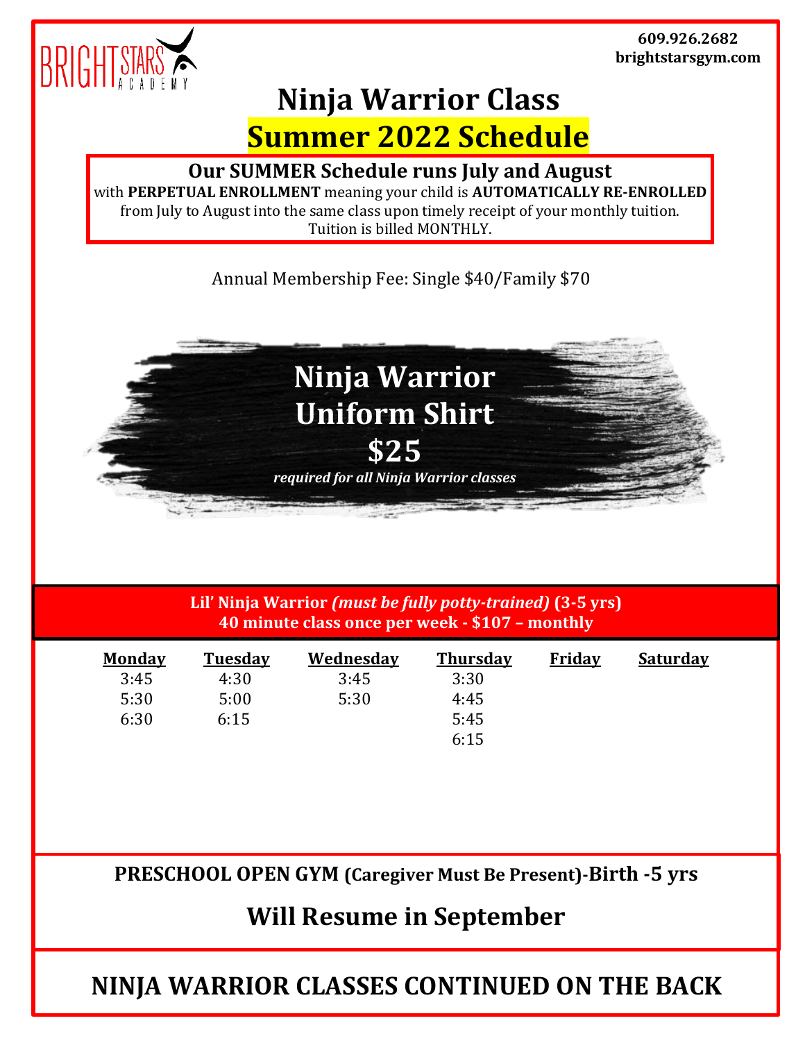609.926.2682
brightstarsgym.com

# Ninja Warrior Class
# Summer 2022 Schedule

**Our SUMMER Schedule runs July and August**
with **PERPETUAL ENROLLMENT** meaning your child is **AUTOMATICALLY RE-ENROLLED** from July to August into the same class upon timely receipt of your monthly tuition. Tuition is billed MONTHLY.

Annual Membership Fee: Single $40/Family $70

## Ninja Warrior Uniform Shirt
## $25
***required for all Ninja Warrior classes***

**Lil' Ninja Warrior *(must be fully potty-trained)* (3-5 yrs)**
**40 minute class once per week - $107 – monthly**

| Monday | Tuesday | Wednesday | Thursday | Friday | Saturday |
|---|---|---|---|---|---|
| 3:45 | 4:30 | 3:45 | 3:30 | | |
| 5:30 | 5:00 | 5:30 | 4:45 | | |
| 6:30 | 6:15 | | 5:45 | | |
| | | | 6:15 | | |

**PRESCHOOL OPEN GYM (Caregiver Must Be Present)-Birth -5 yrs**

**Will Resume in September**

**NINJA WARRIOR CLASSES CONTINUED ON THE BACK**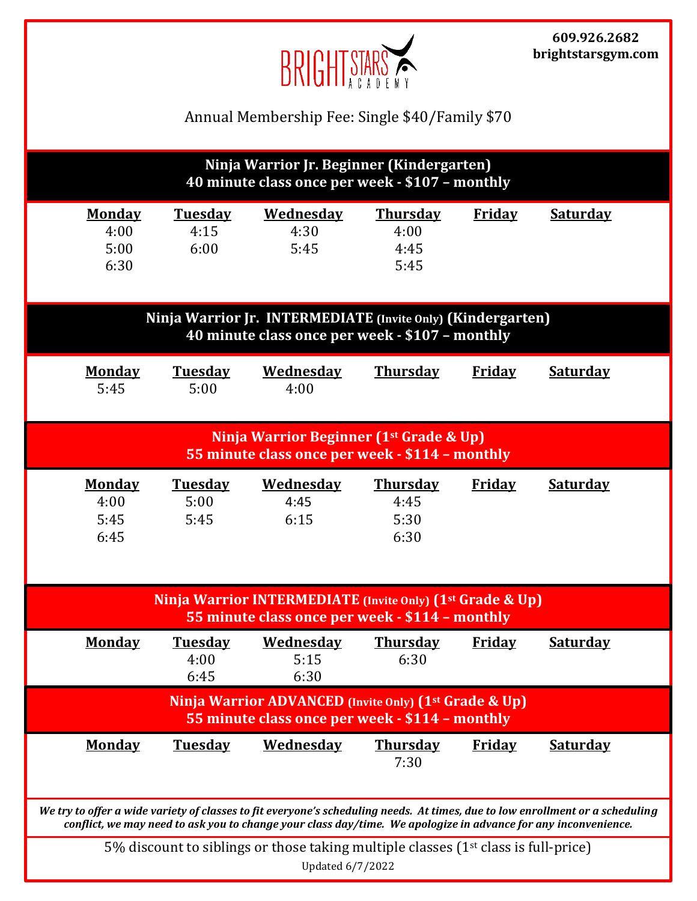**609.926.2682**
**brightstarsgym.com**

BRIGHT STARS ACADEMY

Annual Membership Fee: Single $40/Family $70

## Ninja Warrior Jr. Beginner (Kindergarten)
### 40 minute class once per week - $107 – monthly

| Monday | Tuesday | Wednesday | Thursday | Friday | Saturday |
|---|---|---|---|---|---|
| 4:00 | 4:15 | 4:30 | 4:00 | | |
| 5:00 | 6:00 | 5:45 | 4:45 | | |
| 6:30 | | | 5:45 | | |

## Ninja Warrior Jr. INTERMEDIATE (Invite Only) (Kindergarten)
### 40 minute class once per week - $107 – monthly

| Monday | Tuesday | Wednesday | Thursday | Friday | Saturday |
|---|---|---|---|---|---|
| 5:45 | 5:00 | 4:00 | | | |

## Ninja Warrior Beginner (1st Grade & Up)
### 55 minute class once per week - $114 – monthly

| Monday | Tuesday | Wednesday | Thursday | Friday | Saturday |
|---|---|---|---|---|---|
| 4:00 | 5:00 | 4:45 | 4:45 | | |
| 5:45 | 5:45 | 6:15 | 5:30 | | |
| 6:45 | | | 6:30 | | |

## Ninja Warrior INTERMEDIATE (Invite Only) (1st Grade & Up)
### 55 minute class once per week - $114 – monthly

| Monday | Tuesday | Wednesday | Thursday | Friday | Saturday |
|---|---|---|---|---|---|
| | 4:00 | 5:15 | 6:30 | | |
| | 6:45 | 6:30 | | | |

## Ninja Warrior ADVANCED (Invite Only) (1st Grade & Up)
### 55 minute class once per week - $114 – monthly

| Monday | Tuesday | Wednesday | Thursday | Friday | Saturday |
|---|---|---|---|---|---|
| | | | 7:30 | | |

***We try to offer a wide variety of classes to fit everyone's scheduling needs. At times, due to low enrollment or a scheduling conflict, we may need to ask you to change your class day/time. We apologize in advance for any inconvenience.***

5% discount to siblings or those taking multiple classes (1st class is full-price)

Updated 6/7/2022